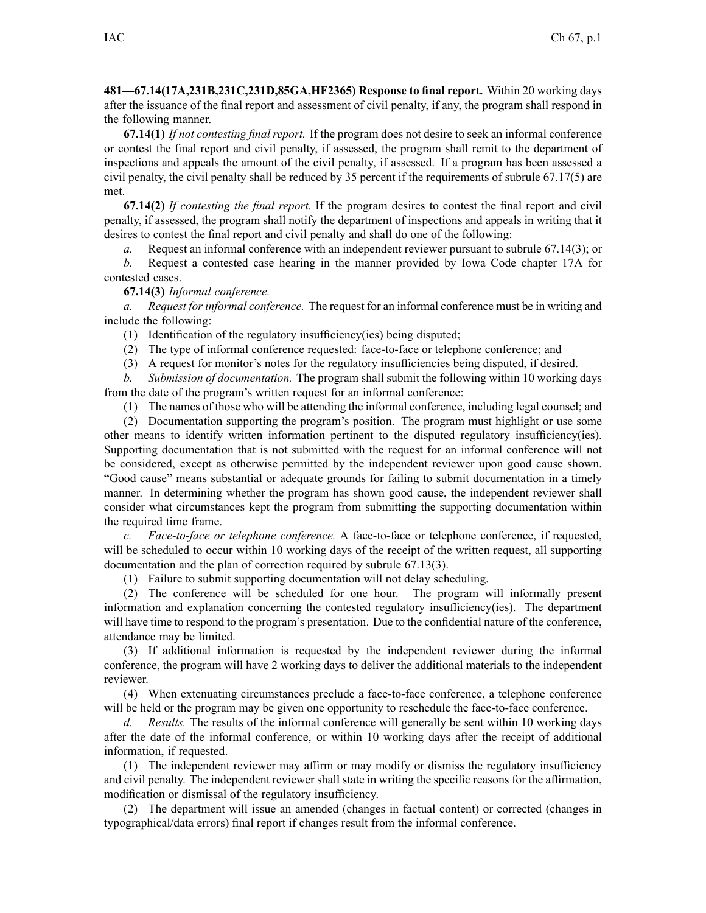**481—67.14(17A,231B,231C,231D,85GA,HF2365) Response to final report.** Within 20 working days after the issuance of the final report and assessment of civil penalty, if any, the program shall respond in the following manner.

**67.14(1)** *If not contesting final report.* If the program does not desire to seek an informal conference or contest the final report and civil penalty, if assessed, the program shall remit to the department of inspections and appeals the amount of the civil penalty, if assessed. If a program has been assessed a civil penalty, the civil penalty shall be reduced by 35 percent if the requirements of subrule 67.17(5) are met.

**67.14(2)** *If contesting the final report.* If the program desires to contest the final report and civil penalty, if assessed, the program shall notify the department of inspections and appeals in writing that it desires to contest the final report and civil penalty and shall do one of the following:

*a.* Request an informal conference with an independent reviewer pursuant to subrule 67.14(3); or

*b.* Request a contested case hearing in the manner provided by Iowa Code chapter 17A for contested cases.

**67.14(3)** *Informal conference.*

*a.* *Request for informal conference.* The request for an informal conference must be in writing and include the following:

(1) Identification of the regulatory insufficiency(ies) being disputed;

(2) The type of informal conference requested: face-to-face or telephone conference; and

(3) A request for monitor's notes for the regulatory insufficiencies being disputed, if desired.

*b.* *Submission of documentation.* The program shall submit the following within 10 working days from the date of the program's written request for an informal conference:

(1) The names of those who will be attending the informal conference, including legal counsel; and

(2) Documentation supporting the program's position. The program must highlight or use some other means to identify written information pertinent to the disputed regulatory insufficiency(ies). Supporting documentation that is not submitted with the request for an informal conference will not be considered, except as otherwise permitted by the independent reviewer upon good cause shown. "Good cause" means substantial or adequate grounds for failing to submit documentation in a timely manner. In determining whether the program has shown good cause, the independent reviewer shall consider what circumstances kept the program from submitting the supporting documentation within the required time frame.

*c.* *Face-to-face or telephone conference.* A face-to-face or telephone conference, if requested, will be scheduled to occur within 10 working days of the receipt of the written request, all supporting documentation and the plan of correction required by subrule 67.13(3).

(1) Failure to submit supporting documentation will not delay scheduling.

(2) The conference will be scheduled for one hour. The program will informally present information and explanation concerning the contested regulatory insufficiency(ies). The department will have time to respond to the program's presentation. Due to the confidential nature of the conference, attendance may be limited.

(3) If additional information is requested by the independent reviewer during the informal conference, the program will have 2 working days to deliver the additional materials to the independent reviewer.

(4) When extenuating circumstances preclude a face-to-face conference, a telephone conference will be held or the program may be given one opportunity to reschedule the face-to-face conference.

*d.* *Results.* The results of the informal conference will generally be sent within 10 working days after the date of the informal conference, or within 10 working days after the receipt of additional information, if requested.

(1) The independent reviewer may affirm or may modify or dismiss the regulatory insufficiency and civil penalty. The independent reviewer shall state in writing the specific reasons for the affirmation, modification or dismissal of the regulatory insufficiency.

(2) The department will issue an amended (changes in factual content) or corrected (changes in typographical/data errors) final report if changes result from the informal conference.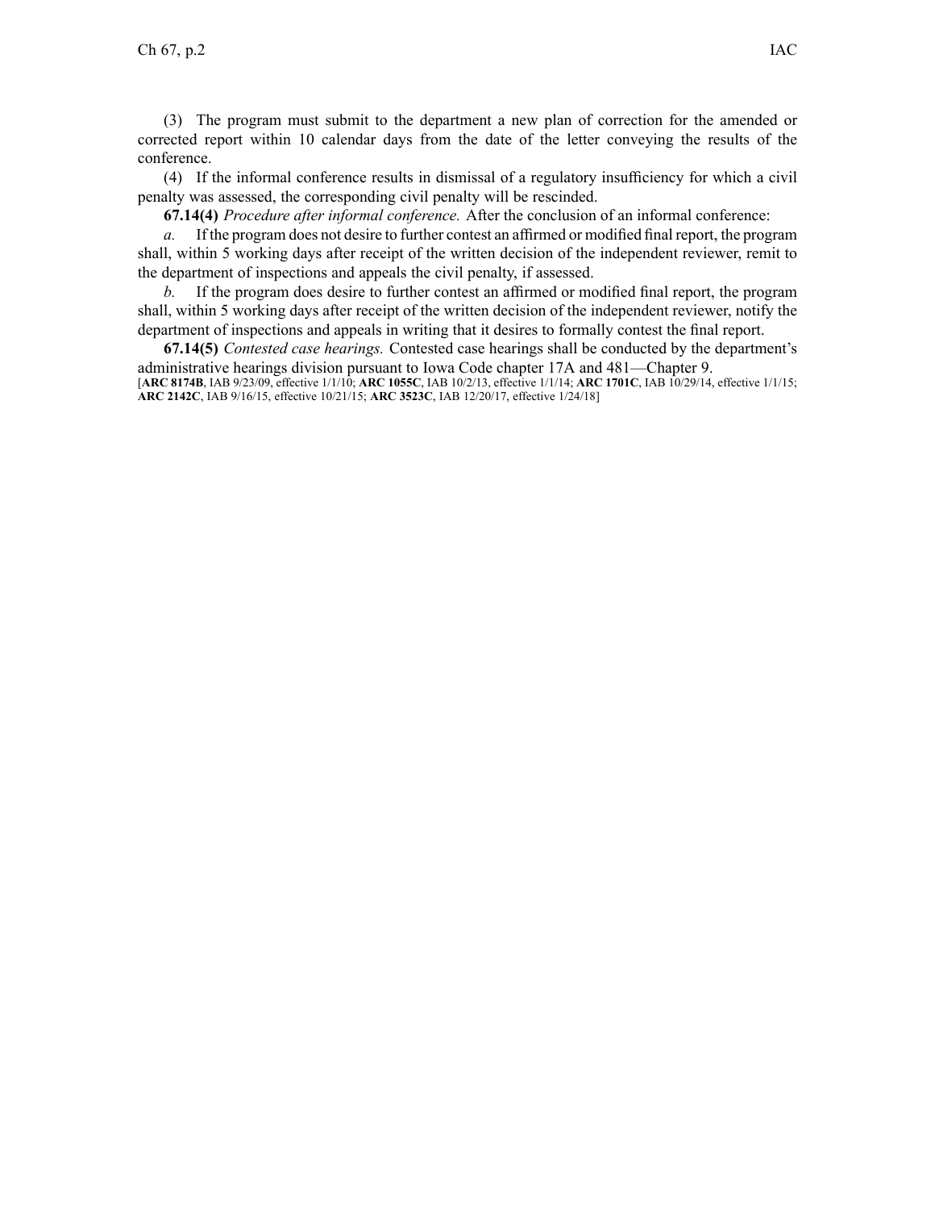(3) The program must submit to the department a new plan of correction for the amended or corrected report within 10 calendar days from the date of the letter conveying the results of the conference.

(4) If the informal conference results in dismissal of a regulatory insufficiency for which a civil penalty was assessed, the corresponding civil penalty will be rescinded.

**67.14(4)** *Procedure after informal conference.* After the conclusion of an informal conference:

*a.* If the program does not desire to further contest an affirmed or modified final report, the program shall, within 5 working days after receipt of the written decision of the independent reviewer, remit to the department of inspections and appeals the civil penalty, if assessed.

*b.* If the program does desire to further contest an affirmed or modified final report, the program shall, within 5 working days after receipt of the written decision of the independent reviewer, notify the department of inspections and appeals in writing that it desires to formally contest the final report.

**67.14(5)** *Contested case hearings.* Contested case hearings shall be conducted by the department's administrative hearings division pursuant to Iowa Code chapter 17A and 481—Chapter 9.

[**ARC 8174B**, IAB 9/23/09, effective 1/1/10; **ARC 1055C**, IAB 10/2/13, effective 1/1/14; **ARC 1701C**, IAB 10/29/14, effective 1/1/15; **ARC 2142C**, IAB 9/16/15, effective 10/21/15; **ARC 3523C**, IAB 12/20/17, effective 1/24/18]